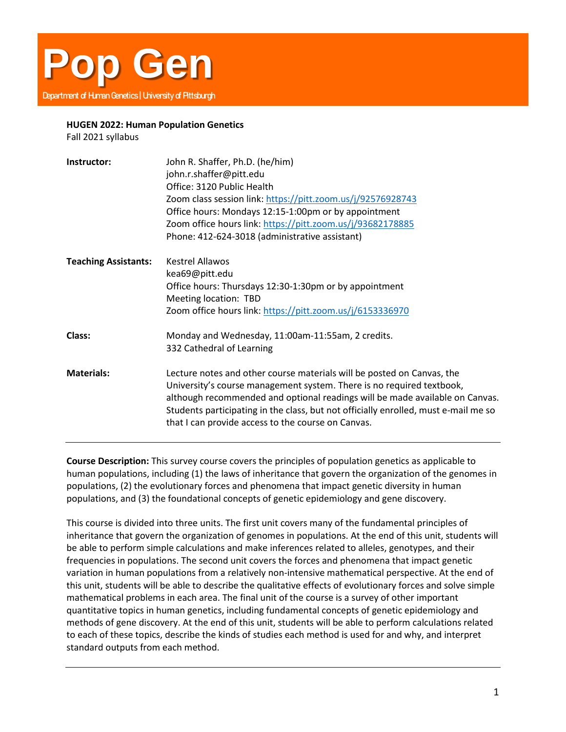# Pop Gen

Department of Human Genetics | University of Pittsburgh

**HUGEN 2022: Human Population Genetics**
Fall 2021 syllabus

| | |
|---|---|
| **Instructor:** | John R. Shaffer, Ph.D. (he/him)<br>john.r.shaffer@pitt.edu<br>Office: 3120 Public Health<br>Zoom class session link: https://pitt.zoom.us/j/92576928743<br>Office hours: Mondays 12:15-1:00pm or by appointment<br>Zoom office hours link: https://pitt.zoom.us/j/93682178885<br>Phone: 412-624-3018 (administrative assistant) |
| **Teaching Assistants:** | Kestrel Allawos<br>kea69@pitt.edu<br>Office hours: Thursdays 12:30-1:30pm or by appointment<br>Meeting location: TBD<br>Zoom office hours link: https://pitt.zoom.us/j/6153336970 |
| **Class:** | Monday and Wednesday, 11:00am-11:55am, 2 credits.<br>332 Cathedral of Learning |
| **Materials:** | Lecture notes and other course materials will be posted on Canvas, the University's course management system. There is no required textbook, although recommended and optional readings will be made available on Canvas. Students participating in the class, but not officially enrolled, must e-mail me so that I can provide access to the course on Canvas. |

---

**Course Description:** This survey course covers the principles of population genetics as applicable to human populations, including (1) the laws of inheritance that govern the organization of the genomes in populations, (2) the evolutionary forces and phenomena that impact genetic diversity in human populations, and (3) the foundational concepts of genetic epidemiology and gene discovery.

This course is divided into three units. The first unit covers many of the fundamental principles of inheritance that govern the organization of genomes in populations. At the end of this unit, students will be able to perform simple calculations and make inferences related to alleles, genotypes, and their frequencies in populations. The second unit covers the forces and phenomena that impact genetic variation in human populations from a relatively non-intensive mathematical perspective. At the end of this unit, students will be able to describe the qualitative effects of evolutionary forces and solve simple mathematical problems in each area. The final unit of the course is a survey of other important quantitative topics in human genetics, including fundamental concepts of genetic epidemiology and methods of gene discovery. At the end of this unit, students will be able to perform calculations related to each of these topics, describe the kinds of studies each method is used for and why, and interpret standard outputs from each method.

---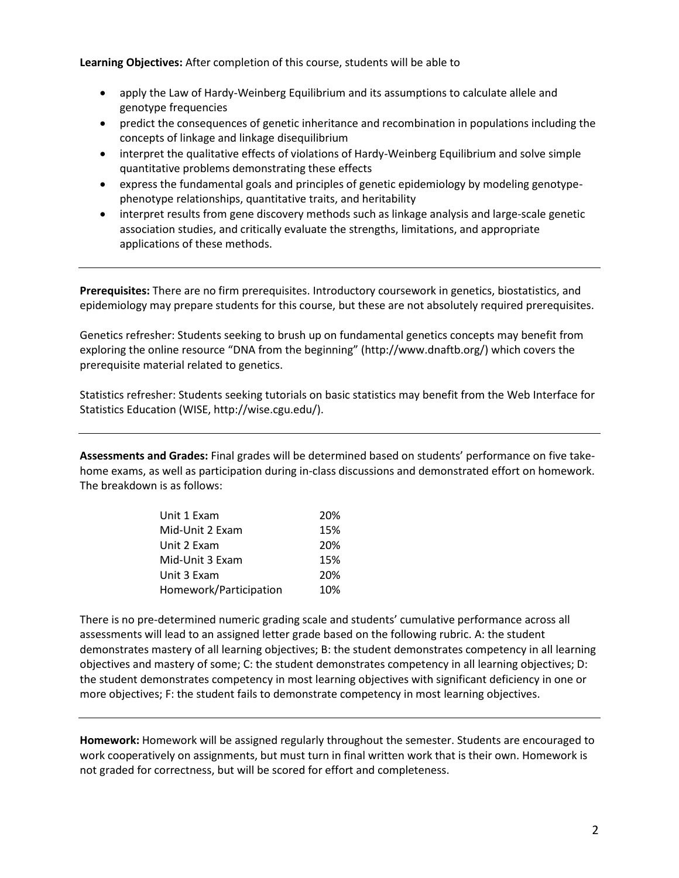**Learning Objectives:** After completion of this course, students will be able to

- apply the Law of Hardy-Weinberg Equilibrium and its assumptions to calculate allele and genotype frequencies
- predict the consequences of genetic inheritance and recombination in populations including the concepts of linkage and linkage disequilibrium
- interpret the qualitative effects of violations of Hardy-Weinberg Equilibrium and solve simple quantitative problems demonstrating these effects
- express the fundamental goals and principles of genetic epidemiology by modeling genotype-phenotype relationships, quantitative traits, and heritability
- interpret results from gene discovery methods such as linkage analysis and large-scale genetic association studies, and critically evaluate the strengths, limitations, and appropriate applications of these methods.

---

**Prerequisites:** There are no firm prerequisites. Introductory coursework in genetics, biostatistics, and epidemiology may prepare students for this course, but these are not absolutely required prerequisites.

Genetics refresher: Students seeking to brush up on fundamental genetics concepts may benefit from exploring the online resource "DNA from the beginning" (http://www.dnaftb.org/) which covers the prerequisite material related to genetics.

Statistics refresher: Students seeking tutorials on basic statistics may benefit from the Web Interface for Statistics Education (WISE, http://wise.cgu.edu/).

---

**Assessments and Grades:** Final grades will be determined based on students' performance on five take-home exams, as well as participation during in-class discussions and demonstrated effort on homework. The breakdown is as follows:

| Assessment | Weight |
|---|---|
| Unit 1 Exam | 20% |
| Mid-Unit 2 Exam | 15% |
| Unit 2 Exam | 20% |
| Mid-Unit 3 Exam | 15% |
| Unit 3 Exam | 20% |
| Homework/Participation | 10% |

There is no pre-determined numeric grading scale and students' cumulative performance across all assessments will lead to an assigned letter grade based on the following rubric. A: the student demonstrates mastery of all learning objectives; B: the student demonstrates competency in all learning objectives and mastery of some; C: the student demonstrates competency in all learning objectives; D: the student demonstrates competency in most learning objectives with significant deficiency in one or more objectives; F: the student fails to demonstrate competency in most learning objectives.

---

**Homework:** Homework will be assigned regularly throughout the semester. Students are encouraged to work cooperatively on assignments, but must turn in final written work that is their own. Homework is not graded for correctness, but will be scored for effort and completeness.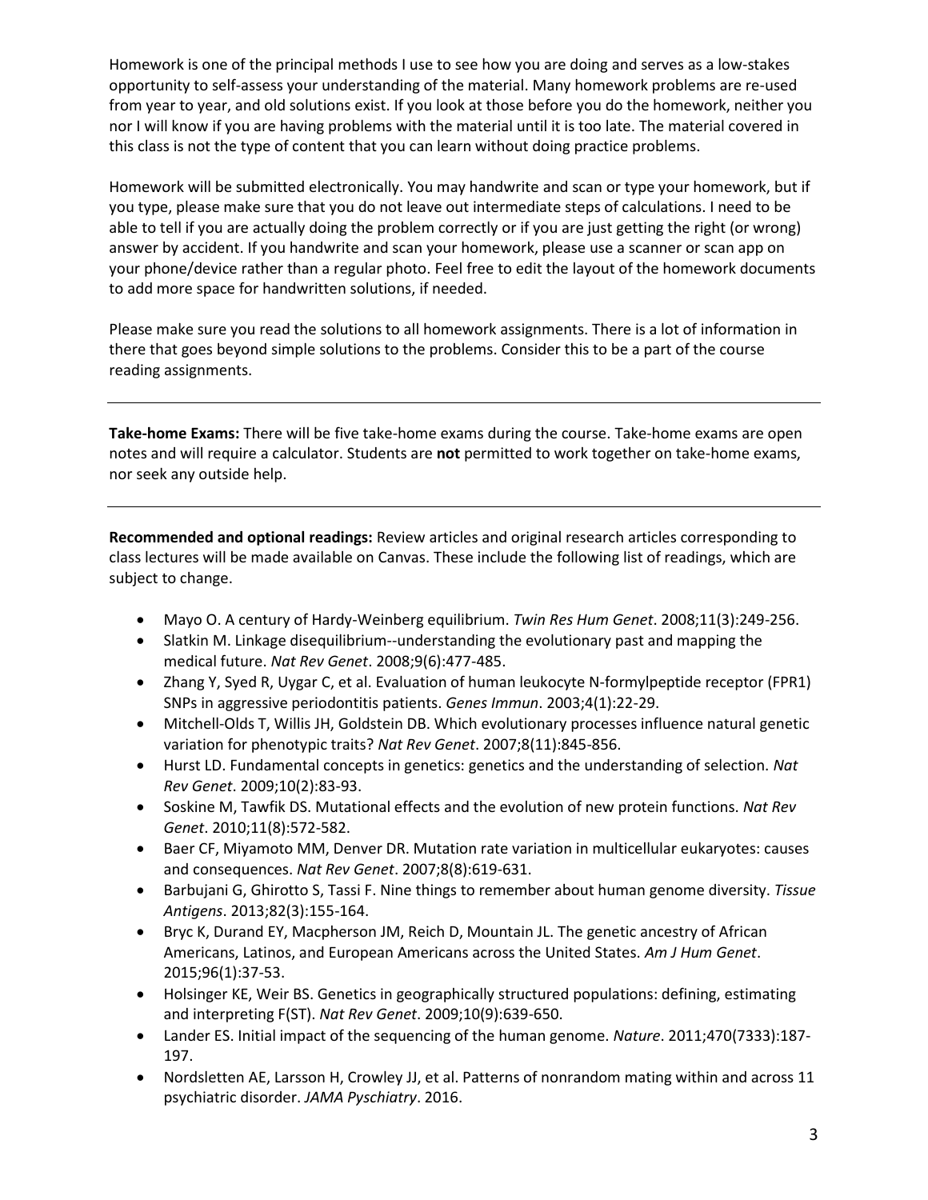Homework is one of the principal methods I use to see how you are doing and serves as a low-stakes opportunity to self-assess your understanding of the material. Many homework problems are re-used from year to year, and old solutions exist. If you look at those before you do the homework, neither you nor I will know if you are having problems with the material until it is too late. The material covered in this class is not the type of content that you can learn without doing practice problems.

Homework will be submitted electronically. You may handwrite and scan or type your homework, but if you type, please make sure that you do not leave out intermediate steps of calculations. I need to be able to tell if you are actually doing the problem correctly or if you are just getting the right (or wrong) answer by accident. If you handwrite and scan your homework, please use a scanner or scan app on your phone/device rather than a regular photo. Feel free to edit the layout of the homework documents to add more space for handwritten solutions, if needed.

Please make sure you read the solutions to all homework assignments. There is a lot of information in there that goes beyond simple solutions to the problems. Consider this to be a part of the course reading assignments.

---

**Take-home Exams:** There will be five take-home exams during the course. Take-home exams are open notes and will require a calculator. Students are **not** permitted to work together on take-home exams, nor seek any outside help.

---

**Recommended and optional readings:** Review articles and original research articles corresponding to class lectures will be made available on Canvas. These include the following list of readings, which are subject to change.

- Mayo O. A century of Hardy-Weinberg equilibrium. *Twin Res Hum Genet*. 2008;11(3):249-256.
- Slatkin M. Linkage disequilibrium--understanding the evolutionary past and mapping the medical future. *Nat Rev Genet*. 2008;9(6):477-485.
- Zhang Y, Syed R, Uygar C, et al. Evaluation of human leukocyte N-formylpeptide receptor (FPR1) SNPs in aggressive periodontitis patients. *Genes Immun*. 2003;4(1):22-29.
- Mitchell-Olds T, Willis JH, Goldstein DB. Which evolutionary processes influence natural genetic variation for phenotypic traits? *Nat Rev Genet*. 2007;8(11):845-856.
- Hurst LD. Fundamental concepts in genetics: genetics and the understanding of selection. *Nat Rev Genet*. 2009;10(2):83-93.
- Soskine M, Tawfik DS. Mutational effects and the evolution of new protein functions. *Nat Rev Genet*. 2010;11(8):572-582.
- Baer CF, Miyamoto MM, Denver DR. Mutation rate variation in multicellular eukaryotes: causes and consequences. *Nat Rev Genet*. 2007;8(8):619-631.
- Barbujani G, Ghirotto S, Tassi F. Nine things to remember about human genome diversity. *Tissue Antigens*. 2013;82(3):155-164.
- Bryc K, Durand EY, Macpherson JM, Reich D, Mountain JL. The genetic ancestry of African Americans, Latinos, and European Americans across the United States. *Am J Hum Genet*. 2015;96(1):37-53.
- Holsinger KE, Weir BS. Genetics in geographically structured populations: defining, estimating and interpreting F(ST). *Nat Rev Genet*. 2009;10(9):639-650.
- Lander ES. Initial impact of the sequencing of the human genome. *Nature*. 2011;470(7333):187-197.
- Nordsletten AE, Larsson H, Crowley JJ, et al. Patterns of nonrandom mating within and across 11 psychiatric disorder. *JAMA Pyschiatry*. 2016.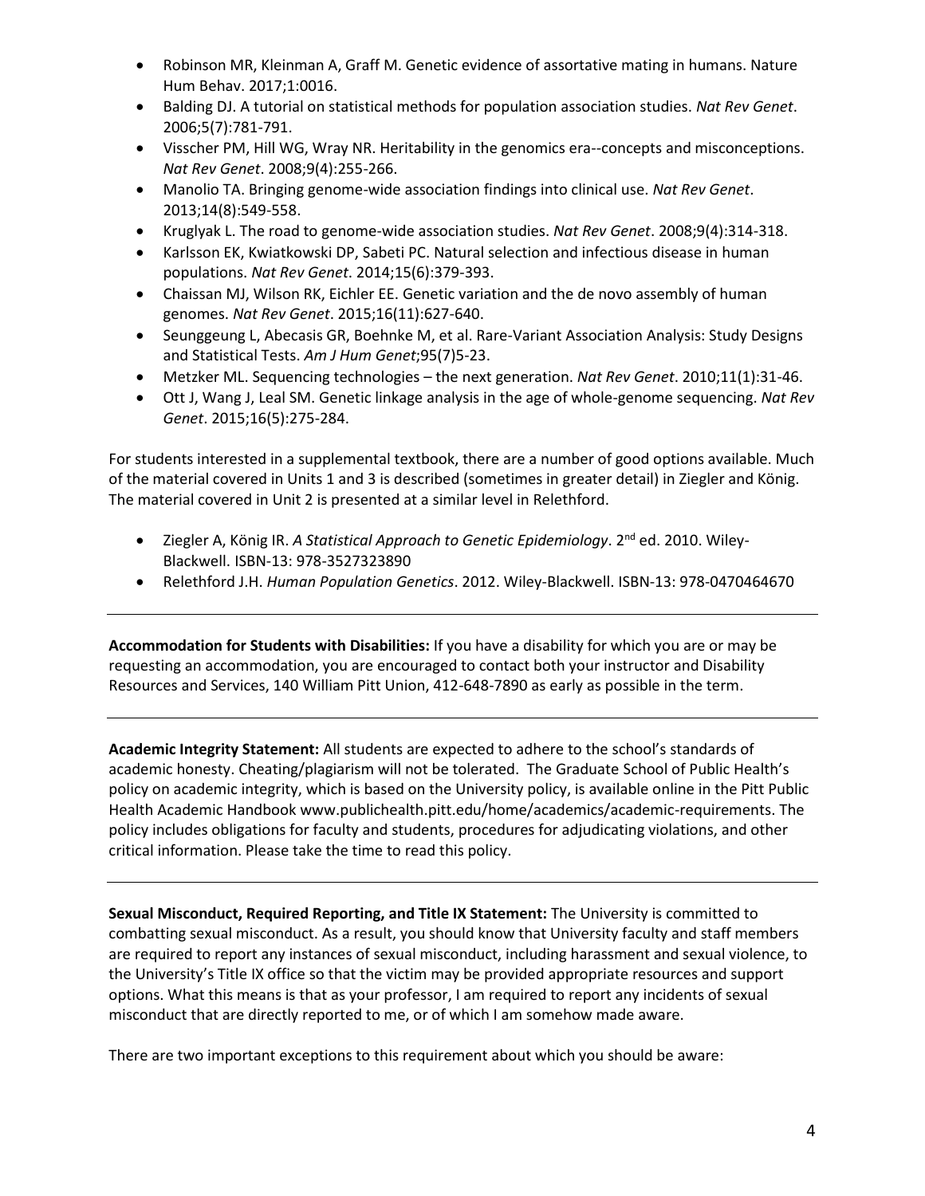- Robinson MR, Kleinman A, Graff M. Genetic evidence of assortative mating in humans. Nature Hum Behav. 2017;1:0016.
- Balding DJ. A tutorial on statistical methods for population association studies. *Nat Rev Genet*. 2006;5(7):781-791.
- Visscher PM, Hill WG, Wray NR. Heritability in the genomics era--concepts and misconceptions. *Nat Rev Genet*. 2008;9(4):255-266.
- Manolio TA. Bringing genome-wide association findings into clinical use. *Nat Rev Genet*. 2013;14(8):549-558.
- Kruglyak L. The road to genome-wide association studies. *Nat Rev Genet*. 2008;9(4):314-318.
- Karlsson EK, Kwiatkowski DP, Sabeti PC. Natural selection and infectious disease in human populations. *Nat Rev Genet*. 2014;15(6):379-393.
- Chaissan MJ, Wilson RK, Eichler EE. Genetic variation and the de novo assembly of human genomes. *Nat Rev Genet*. 2015;16(11):627-640.
- Seunggeung L, Abecasis GR, Boehnke M, et al. Rare-Variant Association Analysis: Study Designs and Statistical Tests. *Am J Hum Genet*;95(7)5-23.
- Metzker ML. Sequencing technologies – the next generation. *Nat Rev Genet*. 2010;11(1):31-46.
- Ott J, Wang J, Leal SM. Genetic linkage analysis in the age of whole-genome sequencing. *Nat Rev Genet*. 2015;16(5):275-284.

For students interested in a supplemental textbook, there are a number of good options available. Much of the material covered in Units 1 and 3 is described (sometimes in greater detail) in Ziegler and König. The material covered in Unit 2 is presented at a similar level in Relethford.

- Ziegler A, König IR. *A Statistical Approach to Genetic Epidemiology*. 2nd ed. 2010. Wiley-Blackwell. ISBN-13: 978-3527323890
- Relethford J.H. *Human Population Genetics*. 2012. Wiley-Blackwell. ISBN-13: 978-0470464670

---

**Accommodation for Students with Disabilities:** If you have a disability for which you are or may be requesting an accommodation, you are encouraged to contact both your instructor and Disability Resources and Services, 140 William Pitt Union, 412-648-7890 as early as possible in the term.

---

**Academic Integrity Statement:** All students are expected to adhere to the school's standards of academic honesty. Cheating/plagiarism will not be tolerated. The Graduate School of Public Health's policy on academic integrity, which is based on the University policy, is available online in the Pitt Public Health Academic Handbook www.publichealth.pitt.edu/home/academics/academic-requirements. The policy includes obligations for faculty and students, procedures for adjudicating violations, and other critical information. Please take the time to read this policy.

---

**Sexual Misconduct, Required Reporting, and Title IX Statement:** The University is committed to combatting sexual misconduct. As a result, you should know that University faculty and staff members are required to report any instances of sexual misconduct, including harassment and sexual violence, to the University's Title IX office so that the victim may be provided appropriate resources and support options. What this means is that as your professor, I am required to report any incidents of sexual misconduct that are directly reported to me, or of which I am somehow made aware.

There are two important exceptions to this requirement about which you should be aware: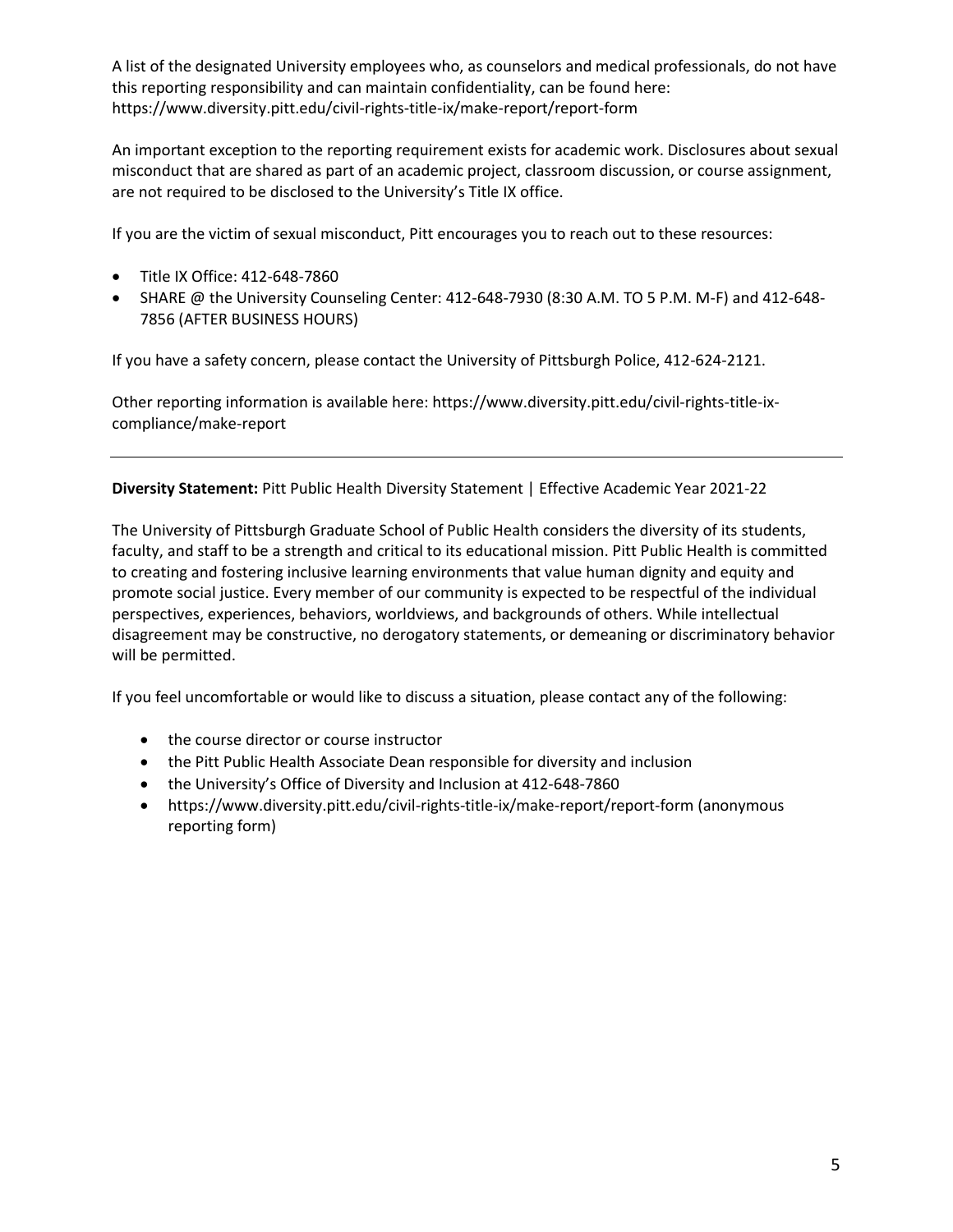A list of the designated University employees who, as counselors and medical professionals, do not have this reporting responsibility and can maintain confidentiality, can be found here: https://www.diversity.pitt.edu/civil-rights-title-ix/make-report/report-form

An important exception to the reporting requirement exists for academic work. Disclosures about sexual misconduct that are shared as part of an academic project, classroom discussion, or course assignment, are not required to be disclosed to the University's Title IX office.

If you are the victim of sexual misconduct, Pitt encourages you to reach out to these resources:

- Title IX Office: 412-648-7860
- SHARE @ the University Counseling Center: 412-648-7930 (8:30 A.M. TO 5 P.M. M-F) and 412-648-7856 (AFTER BUSINESS HOURS)

If you have a safety concern, please contact the University of Pittsburgh Police, 412-624-2121.

Other reporting information is available here: https://www.diversity.pitt.edu/civil-rights-title-ix-compliance/make-report

---

**Diversity Statement:** Pitt Public Health Diversity Statement | Effective Academic Year 2021-22

The University of Pittsburgh Graduate School of Public Health considers the diversity of its students, faculty, and staff to be a strength and critical to its educational mission. Pitt Public Health is committed to creating and fostering inclusive learning environments that value human dignity and equity and promote social justice. Every member of our community is expected to be respectful of the individual perspectives, experiences, behaviors, worldviews, and backgrounds of others. While intellectual disagreement may be constructive, no derogatory statements, or demeaning or discriminatory behavior will be permitted.

If you feel uncomfortable or would like to discuss a situation, please contact any of the following:

- the course director or course instructor
- the Pitt Public Health Associate Dean responsible for diversity and inclusion
- the University's Office of Diversity and Inclusion at 412-648-7860
- https://www.diversity.pitt.edu/civil-rights-title-ix/make-report/report-form (anonymous reporting form)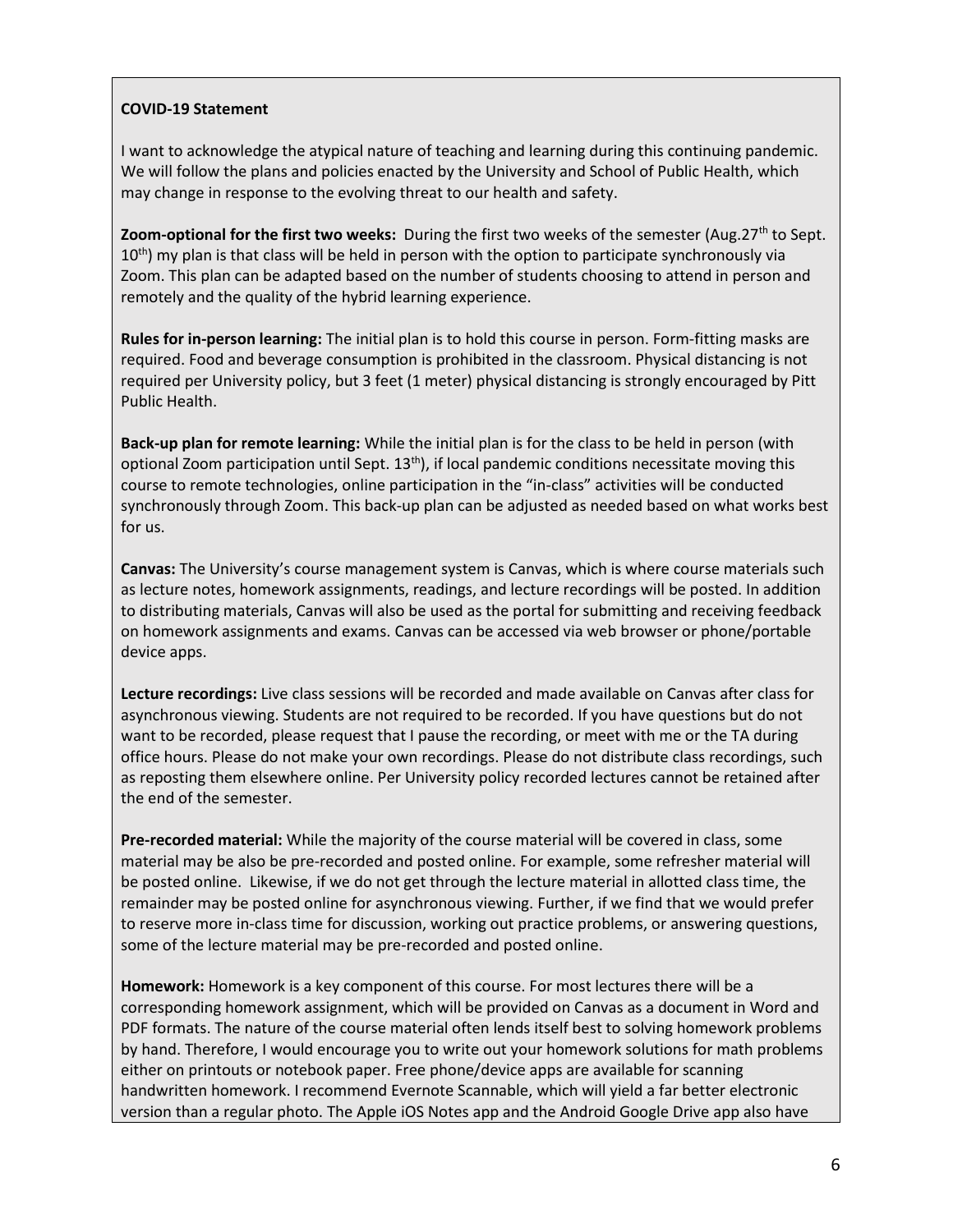**COVID-19 Statement**

I want to acknowledge the atypical nature of teaching and learning during this continuing pandemic. We will follow the plans and policies enacted by the University and School of Public Health, which may change in response to the evolving threat to our health and safety.

**Zoom-optional for the first two weeks:** During the first two weeks of the semester (Aug.27th to Sept. 10th) my plan is that class will be held in person with the option to participate synchronously via Zoom. This plan can be adapted based on the number of students choosing to attend in person and remotely and the quality of the hybrid learning experience.

**Rules for in-person learning:** The initial plan is to hold this course in person. Form-fitting masks are required. Food and beverage consumption is prohibited in the classroom. Physical distancing is not required per University policy, but 3 feet (1 meter) physical distancing is strongly encouraged by Pitt Public Health.

**Back-up plan for remote learning:** While the initial plan is for the class to be held in person (with optional Zoom participation until Sept. 13th), if local pandemic conditions necessitate moving this course to remote technologies, online participation in the "in-class" activities will be conducted synchronously through Zoom. This back-up plan can be adjusted as needed based on what works best for us.

**Canvas:** The University's course management system is Canvas, which is where course materials such as lecture notes, homework assignments, readings, and lecture recordings will be posted. In addition to distributing materials, Canvas will also be used as the portal for submitting and receiving feedback on homework assignments and exams. Canvas can be accessed via web browser or phone/portable device apps.

**Lecture recordings:** Live class sessions will be recorded and made available on Canvas after class for asynchronous viewing. Students are not required to be recorded. If you have questions but do not want to be recorded, please request that I pause the recording, or meet with me or the TA during office hours. Please do not make your own recordings. Please do not distribute class recordings, such as reposting them elsewhere online. Per University policy recorded lectures cannot be retained after the end of the semester.

**Pre-recorded material:** While the majority of the course material will be covered in class, some material may be also be pre-recorded and posted online. For example, some refresher material will be posted online. Likewise, if we do not get through the lecture material in allotted class time, the remainder may be posted online for asynchronous viewing. Further, if we find that we would prefer to reserve more in-class time for discussion, working out practice problems, or answering questions, some of the lecture material may be pre-recorded and posted online.

**Homework:** Homework is a key component of this course. For most lectures there will be a corresponding homework assignment, which will be provided on Canvas as a document in Word and PDF formats. The nature of the course material often lends itself best to solving homework problems by hand. Therefore, I would encourage you to write out your homework solutions for math problems either on printouts or notebook paper. Free phone/device apps are available for scanning handwritten homework. I recommend Evernote Scannable, which will yield a far better electronic version than a regular photo. The Apple iOS Notes app and the Android Google Drive app also have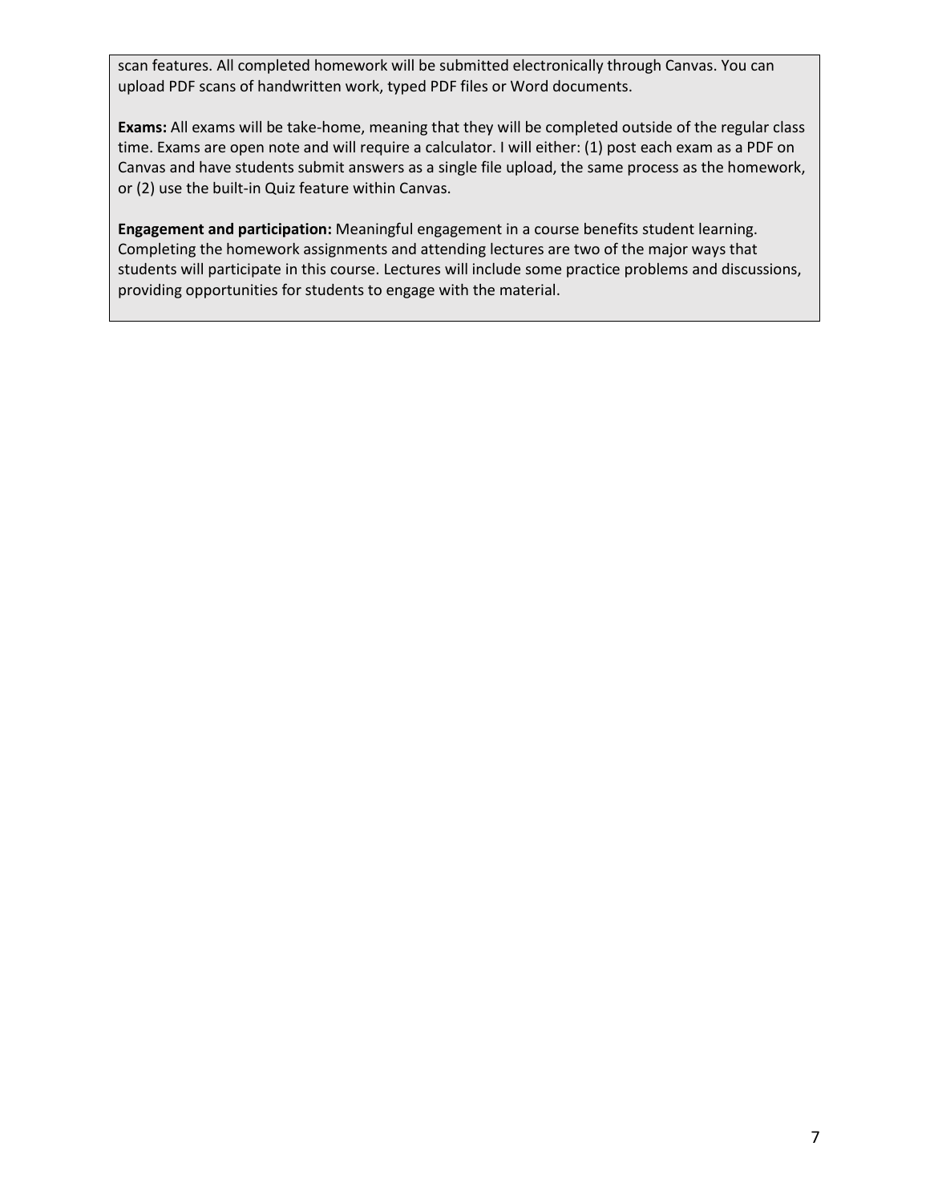scan features. All completed homework will be submitted electronically through Canvas. You can upload PDF scans of handwritten work, typed PDF files or Word documents.

**Exams:** All exams will be take-home, meaning that they will be completed outside of the regular class time. Exams are open note and will require a calculator. I will either: (1) post each exam as a PDF on Canvas and have students submit answers as a single file upload, the same process as the homework, or (2) use the built-in Quiz feature within Canvas.

**Engagement and participation:** Meaningful engagement in a course benefits student learning. Completing the homework assignments and attending lectures are two of the major ways that students will participate in this course. Lectures will include some practice problems and discussions, providing opportunities for students to engage with the material.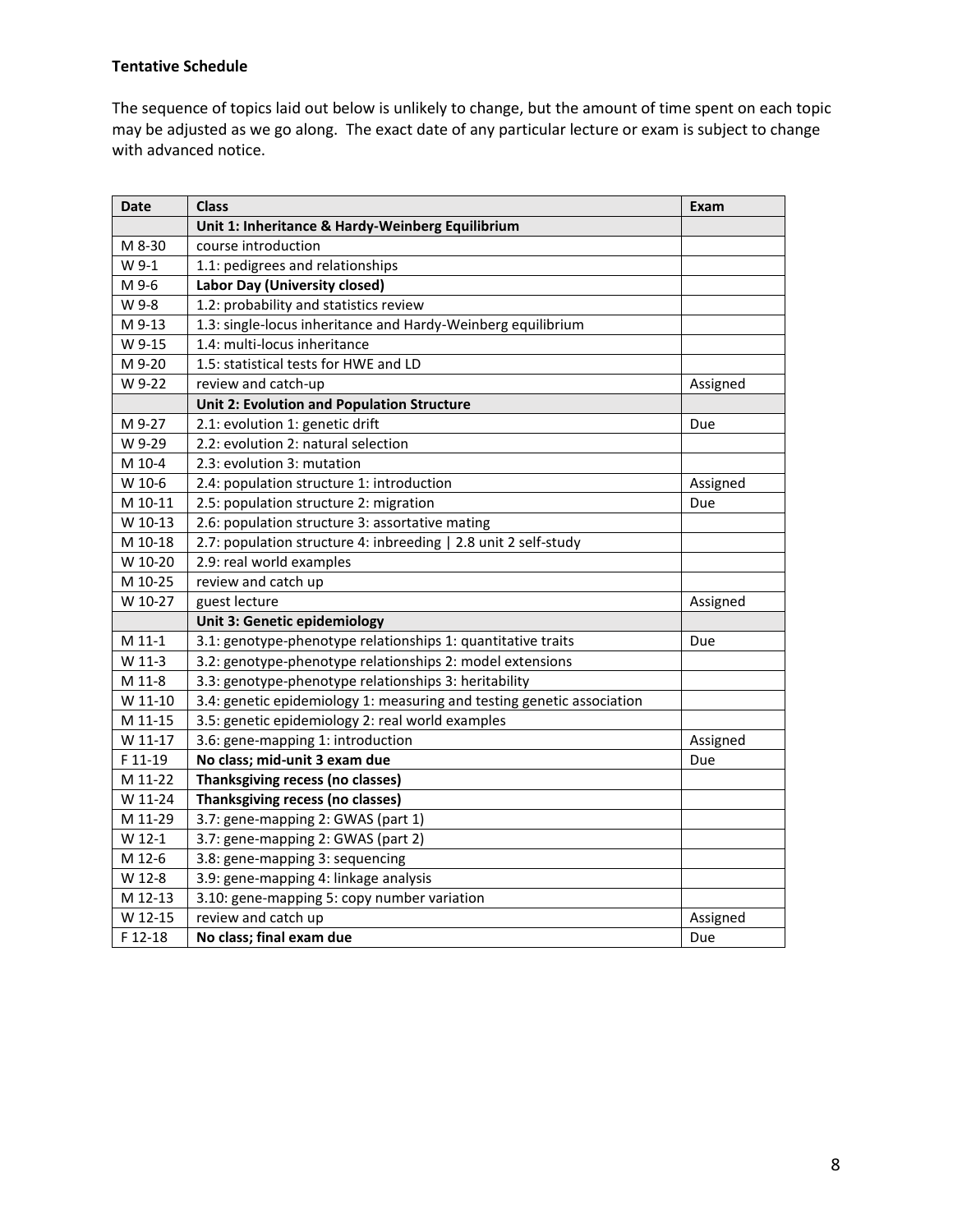**Tentative Schedule**

The sequence of topics laid out below is unlikely to change, but the amount of time spent on each topic may be adjusted as we go along. The exact date of any particular lecture or exam is subject to change with advanced notice.

| Date | Class | Exam |
|---|---|---|
| | **Unit 1: Inheritance & Hardy-Weinberg Equilibrium** | |
| M 8-30 | course introduction | |
| W 9-1 | 1.1: pedigrees and relationships | |
| M 9-6 | **Labor Day (University closed)** | |
| W 9-8 | 1.2: probability and statistics review | |
| M 9-13 | 1.3: single-locus inheritance and Hardy-Weinberg equilibrium | |
| W 9-15 | 1.4: multi-locus inheritance | |
| M 9-20 | 1.5: statistical tests for HWE and LD | |
| W 9-22 | review and catch-up | Assigned |
| | **Unit 2: Evolution and Population Structure** | |
| M 9-27 | 2.1: evolution 1: genetic drift | Due |
| W 9-29 | 2.2: evolution 2: natural selection | |
| M 10-4 | 2.3: evolution 3: mutation | |
| W 10-6 | 2.4: population structure 1: introduction | Assigned |
| M 10-11 | 2.5: population structure 2: migration | Due |
| W 10-13 | 2.6: population structure 3: assortative mating | |
| M 10-18 | 2.7: population structure 4: inbreeding \| 2.8 unit 2 self-study | |
| W 10-20 | 2.9: real world examples | |
| M 10-25 | review and catch up | |
| W 10-27 | guest lecture | Assigned |
| | **Unit 3: Genetic epidemiology** | |
| M 11-1 | 3.1: genotype-phenotype relationships 1: quantitative traits | Due |
| W 11-3 | 3.2: genotype-phenotype relationships 2: model extensions | |
| M 11-8 | 3.3: genotype-phenotype relationships 3: heritability | |
| W 11-10 | 3.4: genetic epidemiology 1: measuring and testing genetic association | |
| M 11-15 | 3.5: genetic epidemiology 2: real world examples | |
| W 11-17 | 3.6: gene-mapping 1: introduction | Assigned |
| F 11-19 | **No class; mid-unit 3 exam due** | Due |
| M 11-22 | **Thanksgiving recess (no classes)** | |
| W 11-24 | **Thanksgiving recess (no classes)** | |
| M 11-29 | 3.7: gene-mapping 2: GWAS (part 1) | |
| W 12-1 | 3.7: gene-mapping 2: GWAS (part 2) | |
| M 12-6 | 3.8: gene-mapping 3: sequencing | |
| W 12-8 | 3.9: gene-mapping 4: linkage analysis | |
| M 12-13 | 3.10: gene-mapping 5: copy number variation | |
| W 12-15 | review and catch up | Assigned |
| F 12-18 | **No class; final exam due** | Due |